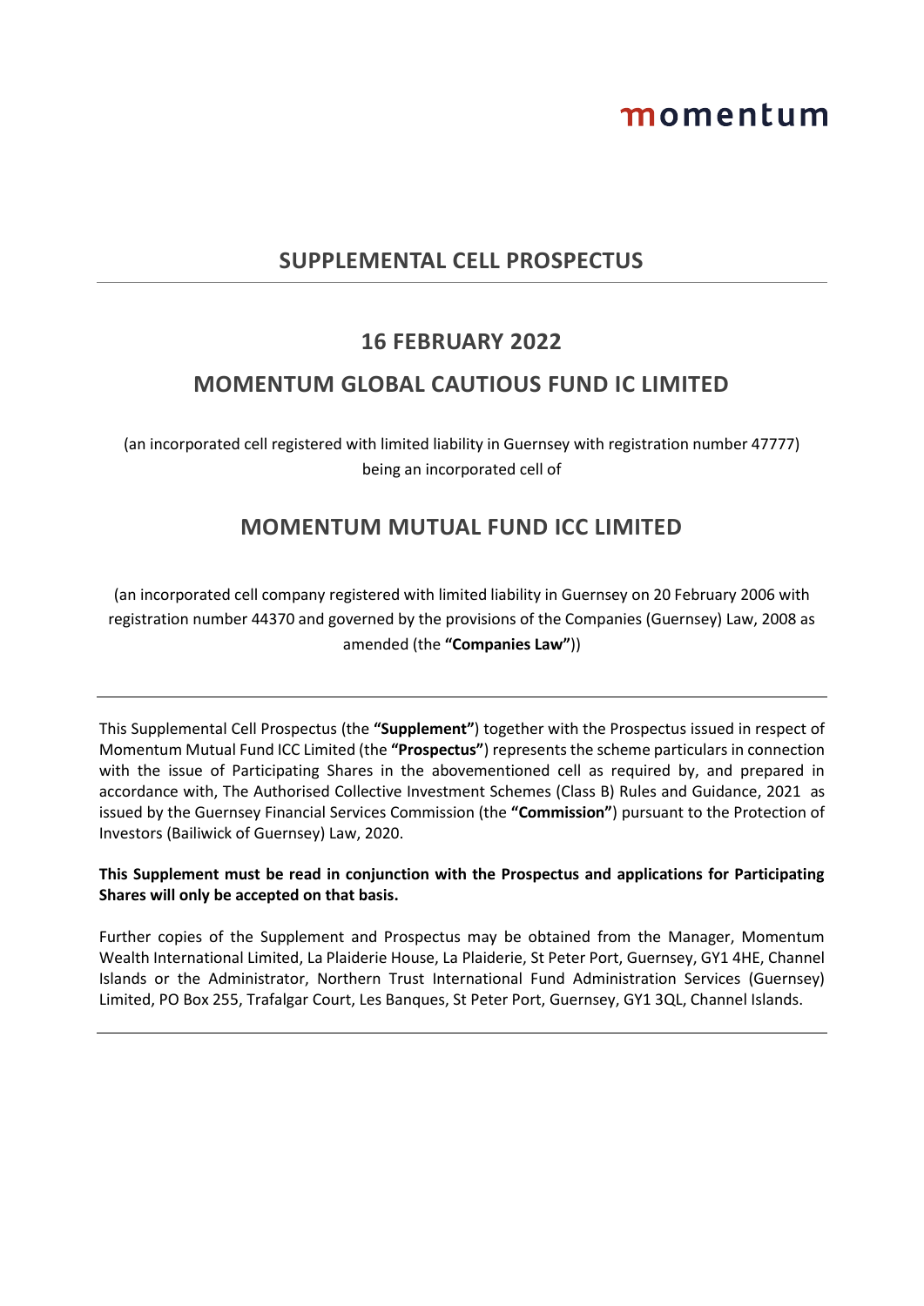momentum

## SUPPLEMENTAL CELL PROSPECTUS

---

## 16 FEBRUARY 2022

## MOMENTUM GLOBAL CAUTIOUS FUND IC LIMITED

(an incorporated cell registered with limited liability in Guernsey with registration number 47777) being an incorporated cell of

## MOMENTUM MUTUAL FUND ICC LIMITED

(an incorporated cell company registered with limited liability in Guernsey on 20 February 2006 with registration number 44370 and governed by the provisions of the Companies (Guernsey) Law, 2008 as amended (the **"Companies Law"**))

---

This Supplemental Cell Prospectus (the **"Supplement"**) together with the Prospectus issued in respect of Momentum Mutual Fund ICC Limited (the **"Prospectus"**) represents the scheme particulars in connection with the issue of Participating Shares in the abovementioned cell as required by, and prepared in accordance with, The Authorised Collective Investment Schemes (Class B) Rules and Guidance, 2021 as issued by the Guernsey Financial Services Commission (the **"Commission"**) pursuant to the Protection of Investors (Bailiwick of Guernsey) Law, 2020.

**This Supplement must be read in conjunction with the Prospectus and applications for Participating Shares will only be accepted on that basis.**

Further copies of the Supplement and Prospectus may be obtained from the Manager, Momentum Wealth International Limited, La Plaiderie House, La Plaiderie, St Peter Port, Guernsey, GY1 4HE, Channel Islands or the Administrator, Northern Trust International Fund Administration Services (Guernsey) Limited, PO Box 255, Trafalgar Court, Les Banques, St Peter Port, Guernsey, GY1 3QL, Channel Islands.

---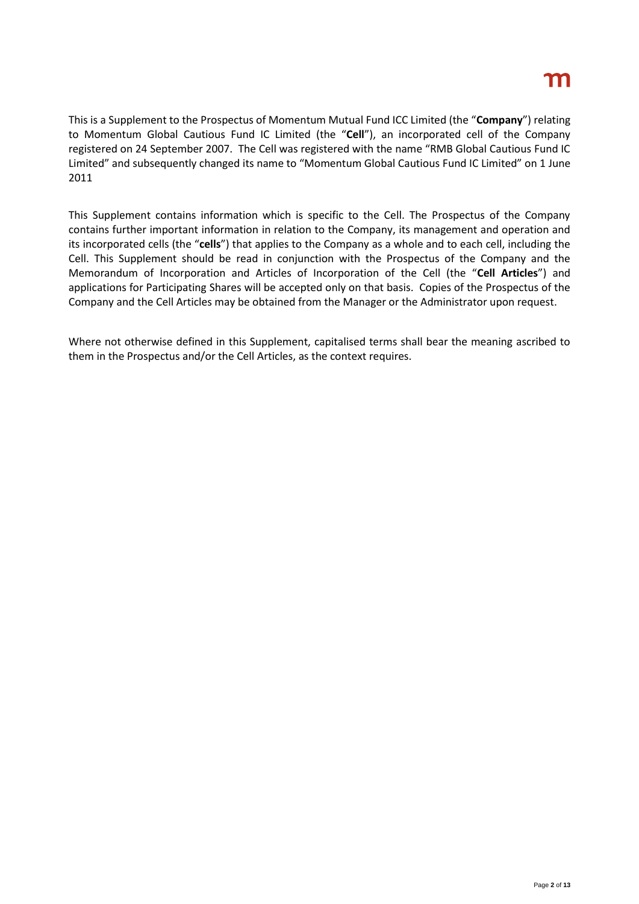This is a Supplement to the Prospectus of Momentum Mutual Fund ICC Limited (the "**Company**") relating to Momentum Global Cautious Fund IC Limited (the "**Cell**"), an incorporated cell of the Company registered on 24 September 2007. The Cell was registered with the name "RMB Global Cautious Fund IC Limited" and subsequently changed its name to "Momentum Global Cautious Fund IC Limited" on 1 June 2011

This Supplement contains information which is specific to the Cell. The Prospectus of the Company contains further important information in relation to the Company, its management and operation and its incorporated cells (the "**cells**") that applies to the Company as a whole and to each cell, including the Cell. This Supplement should be read in conjunction with the Prospectus of the Company and the Memorandum of Incorporation and Articles of Incorporation of the Cell (the "**Cell Articles**") and applications for Participating Shares will be accepted only on that basis. Copies of the Prospectus of the Company and the Cell Articles may be obtained from the Manager or the Administrator upon request.

Where not otherwise defined in this Supplement, capitalised terms shall bear the meaning ascribed to them in the Prospectus and/or the Cell Articles, as the context requires.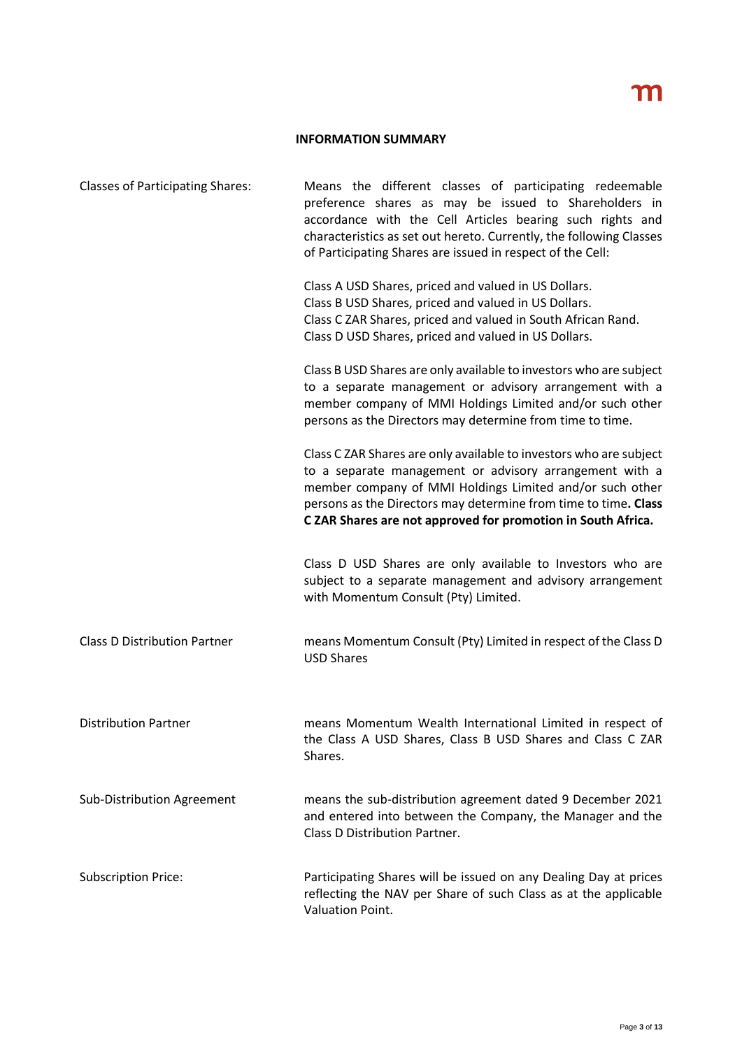**INFORMATION SUMMARY**

| | |
|---|---|
| Classes of Participating Shares: | Means the different classes of participating redeemable preference shares as may be issued to Shareholders in accordance with the Cell Articles bearing such rights and characteristics as set out hereto. Currently, the following Classes of Participating Shares are issued in respect of the Cell:<br><br>Class A USD Shares, priced and valued in US Dollars.<br>Class B USD Shares, priced and valued in US Dollars.<br>Class C ZAR Shares, priced and valued in South African Rand.<br>Class D USD Shares, priced and valued in US Dollars.<br><br>Class B USD Shares are only available to investors who are subject to a separate management or advisory arrangement with a member company of MMI Holdings Limited and/or such other persons as the Directors may determine from time to time.<br><br>Class C ZAR Shares are only available to investors who are subject to a separate management or advisory arrangement with a member company of MMI Holdings Limited and/or such other persons as the Directors may determine from time to time**. Class C ZAR Shares are not approved for promotion in South Africa.**<br><br>Class D USD Shares are only available to Investors who are subject to a separate management and advisory arrangement with Momentum Consult (Pty) Limited. |
| Class D Distribution Partner | means Momentum Consult (Pty) Limited in respect of the Class D USD Shares |
| Distribution Partner | means Momentum Wealth International Limited in respect of the Class A USD Shares, Class B USD Shares and Class C ZAR Shares. |
| Sub-Distribution Agreement | means the sub-distribution agreement dated 9 December 2021 and entered into between the Company, the Manager and the Class D Distribution Partner. |
| Subscription Price: | Participating Shares will be issued on any Dealing Day at prices reflecting the NAV per Share of such Class as at the applicable Valuation Point. |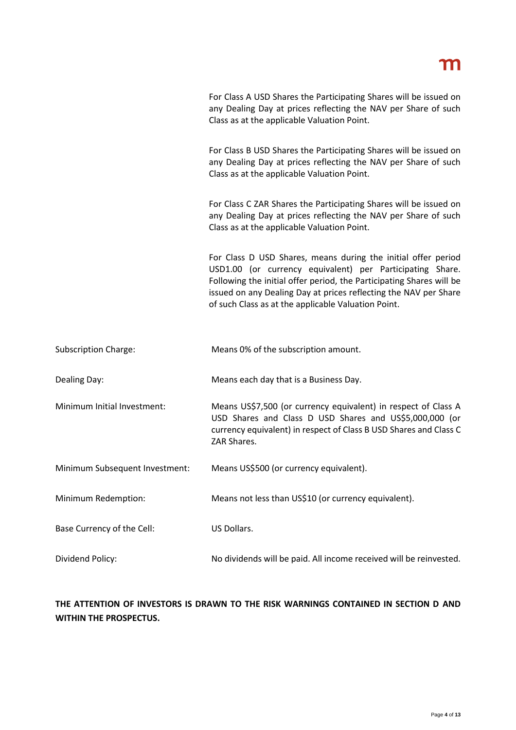| | |
|---|---|
| | For Class A USD Shares the Participating Shares will be issued on any Dealing Day at prices reflecting the NAV per Share of such Class as at the applicable Valuation Point. |
| | For Class B USD Shares the Participating Shares will be issued on any Dealing Day at prices reflecting the NAV per Share of such Class as at the applicable Valuation Point. |
| | For Class C ZAR Shares the Participating Shares will be issued on any Dealing Day at prices reflecting the NAV per Share of such Class as at the applicable Valuation Point. |
| | For Class D USD Shares, means during the initial offer period USD1.00 (or currency equivalent) per Participating Share. Following the initial offer period, the Participating Shares will be issued on any Dealing Day at prices reflecting the NAV per Share of such Class as at the applicable Valuation Point. |
| Subscription Charge: | Means 0% of the subscription amount. |
| Dealing Day: | Means each day that is a Business Day. |
| Minimum Initial Investment: | Means US$7,500 (or currency equivalent) in respect of Class A USD Shares and Class D USD Shares and US$5,000,000 (or currency equivalent) in respect of Class B USD Shares and Class C ZAR Shares. |
| Minimum Subsequent Investment: | Means US$500 (or currency equivalent). |
| Minimum Redemption: | Means not less than US$10 (or currency equivalent). |
| Base Currency of the Cell: | US Dollars. |
| Dividend Policy: | No dividends will be paid. All income received will be reinvested. |

**THE ATTENTION OF INVESTORS IS DRAWN TO THE RISK WARNINGS CONTAINED IN SECTION D AND WITHIN THE PROSPECTUS.**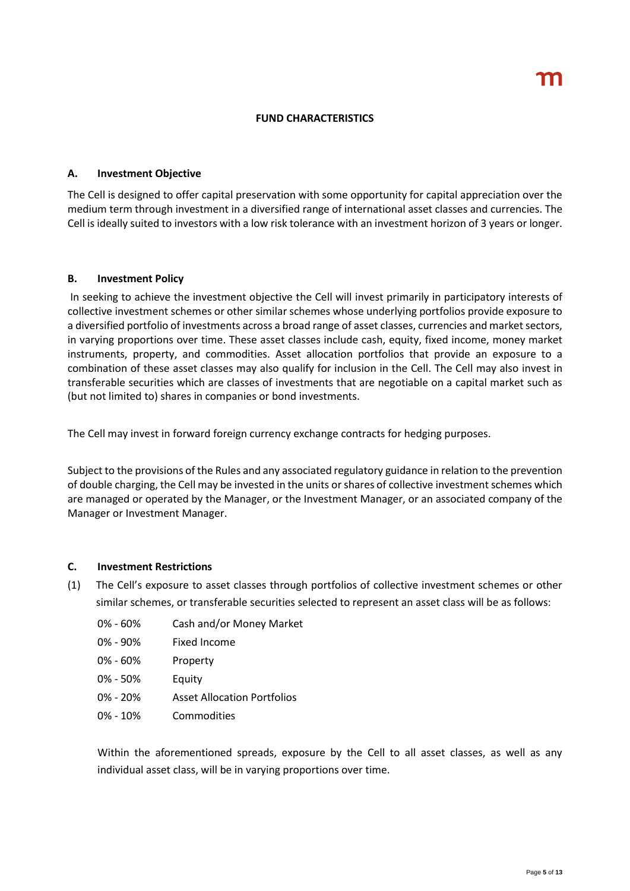## FUND CHARACTERISTICS

### A. Investment Objective

The Cell is designed to offer capital preservation with some opportunity for capital appreciation over the medium term through investment in a diversified range of international asset classes and currencies. The Cell is ideally suited to investors with a low risk tolerance with an investment horizon of 3 years or longer.

### B. Investment Policy

In seeking to achieve the investment objective the Cell will invest primarily in participatory interests of collective investment schemes or other similar schemes whose underlying portfolios provide exposure to a diversified portfolio of investments across a broad range of asset classes, currencies and market sectors, in varying proportions over time. These asset classes include cash, equity, fixed income, money market instruments, property, and commodities. Asset allocation portfolios that provide an exposure to a combination of these asset classes may also qualify for inclusion in the Cell. The Cell may also invest in transferable securities which are classes of investments that are negotiable on a capital market such as (but not limited to) shares in companies or bond investments.

The Cell may invest in forward foreign currency exchange contracts for hedging purposes.

Subject to the provisions of the Rules and any associated regulatory guidance in relation to the prevention of double charging, the Cell may be invested in the units or shares of collective investment schemes which are managed or operated by the Manager, or the Investment Manager, or an associated company of the Manager or Investment Manager.

### C. Investment Restrictions

(1) The Cell's exposure to asset classes through portfolios of collective investment schemes or other similar schemes, or transferable securities selected to represent an asset class will be as follows:

| | |
|---|---|
| 0% - 60% | Cash and/or Money Market |
| 0% - 90% | Fixed Income |
| 0% - 60% | Property |
| 0% - 50% | Equity |
| 0% - 20% | Asset Allocation Portfolios |
| 0% - 10% | Commodities |

Within the aforementioned spreads, exposure by the Cell to all asset classes, as well as any individual asset class, will be in varying proportions over time.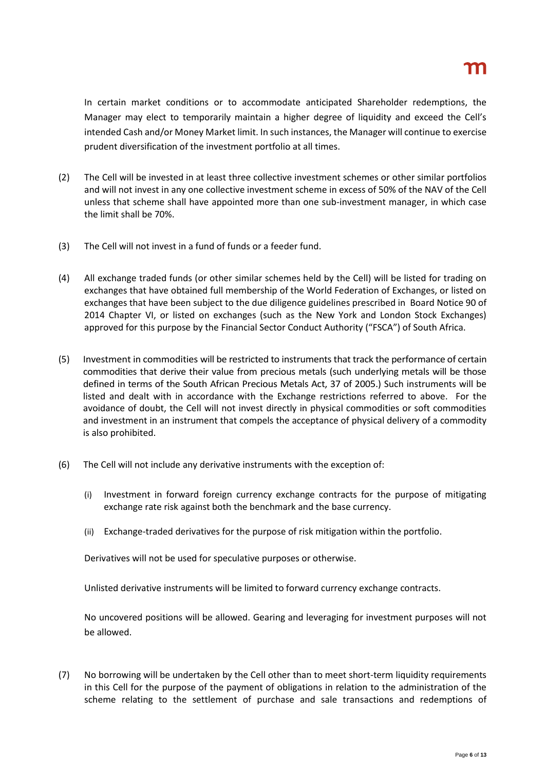In certain market conditions or to accommodate anticipated Shareholder redemptions, the Manager may elect to temporarily maintain a higher degree of liquidity and exceed the Cell's intended Cash and/or Money Market limit. In such instances, the Manager will continue to exercise prudent diversification of the investment portfolio at all times.

(2) The Cell will be invested in at least three collective investment schemes or other similar portfolios and will not invest in any one collective investment scheme in excess of 50% of the NAV of the Cell unless that scheme shall have appointed more than one sub-investment manager, in which case the limit shall be 70%.

(3) The Cell will not invest in a fund of funds or a feeder fund.

(4) All exchange traded funds (or other similar schemes held by the Cell) will be listed for trading on exchanges that have obtained full membership of the World Federation of Exchanges, or listed on exchanges that have been subject to the due diligence guidelines prescribed in Board Notice 90 of 2014 Chapter VI, or listed on exchanges (such as the New York and London Stock Exchanges) approved for this purpose by the Financial Sector Conduct Authority ("FSCA") of South Africa.

(5) Investment in commodities will be restricted to instruments that track the performance of certain commodities that derive their value from precious metals (such underlying metals will be those defined in terms of the South African Precious Metals Act, 37 of 2005.) Such instruments will be listed and dealt with in accordance with the Exchange restrictions referred to above. For the avoidance of doubt, the Cell will not invest directly in physical commodities or soft commodities and investment in an instrument that compels the acceptance of physical delivery of a commodity is also prohibited.

(6) The Cell will not include any derivative instruments with the exception of:

   (i) Investment in forward foreign currency exchange contracts for the purpose of mitigating exchange rate risk against both the benchmark and the base currency.

   (ii) Exchange-traded derivatives for the purpose of risk mitigation within the portfolio.

   Derivatives will not be used for speculative purposes or otherwise.

   Unlisted derivative instruments will be limited to forward currency exchange contracts.

   No uncovered positions will be allowed. Gearing and leveraging for investment purposes will not be allowed.

(7) No borrowing will be undertaken by the Cell other than to meet short-term liquidity requirements in this Cell for the purpose of the payment of obligations in relation to the administration of the scheme relating to the settlement of purchase and sale transactions and redemptions of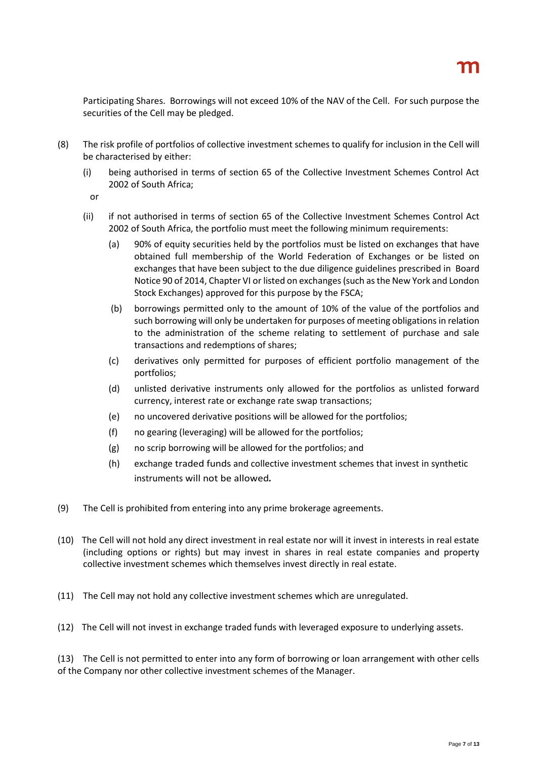Participating Shares. Borrowings will not exceed 10% of the NAV of the Cell. For such purpose the securities of the Cell may be pledged.

(8) The risk profile of portfolios of collective investment schemes to qualify for inclusion in the Cell will be characterised by either:

(i) being authorised in terms of section 65 of the Collective Investment Schemes Control Act 2002 of South Africa;

or

(ii) if not authorised in terms of section 65 of the Collective Investment Schemes Control Act 2002 of South Africa, the portfolio must meet the following minimum requirements:

(a) 90% of equity securities held by the portfolios must be listed on exchanges that have obtained full membership of the World Federation of Exchanges or be listed on exchanges that have been subject to the due diligence guidelines prescribed in Board Notice 90 of 2014, Chapter VI or listed on exchanges (such as the New York and London Stock Exchanges) approved for this purpose by the FSCA;

(b) borrowings permitted only to the amount of 10% of the value of the portfolios and such borrowing will only be undertaken for purposes of meeting obligations in relation to the administration of the scheme relating to settlement of purchase and sale transactions and redemptions of shares;

(c) derivatives only permitted for purposes of efficient portfolio management of the portfolios;

(d) unlisted derivative instruments only allowed for the portfolios as unlisted forward currency, interest rate or exchange rate swap transactions;

(e) no uncovered derivative positions will be allowed for the portfolios;

(f) no gearing (leveraging) will be allowed for the portfolios;

(g) no scrip borrowing will be allowed for the portfolios; and

(h) exchange traded funds and collective investment schemes that invest in synthetic instruments will not be allowed.

(9) The Cell is prohibited from entering into any prime brokerage agreements.

(10) The Cell will not hold any direct investment in real estate nor will it invest in interests in real estate (including options or rights) but may invest in shares in real estate companies and property collective investment schemes which themselves invest directly in real estate.

(11) The Cell may not hold any collective investment schemes which are unregulated.

(12) The Cell will not invest in exchange traded funds with leveraged exposure to underlying assets.

(13) The Cell is not permitted to enter into any form of borrowing or loan arrangement with other cells of the Company nor other collective investment schemes of the Manager.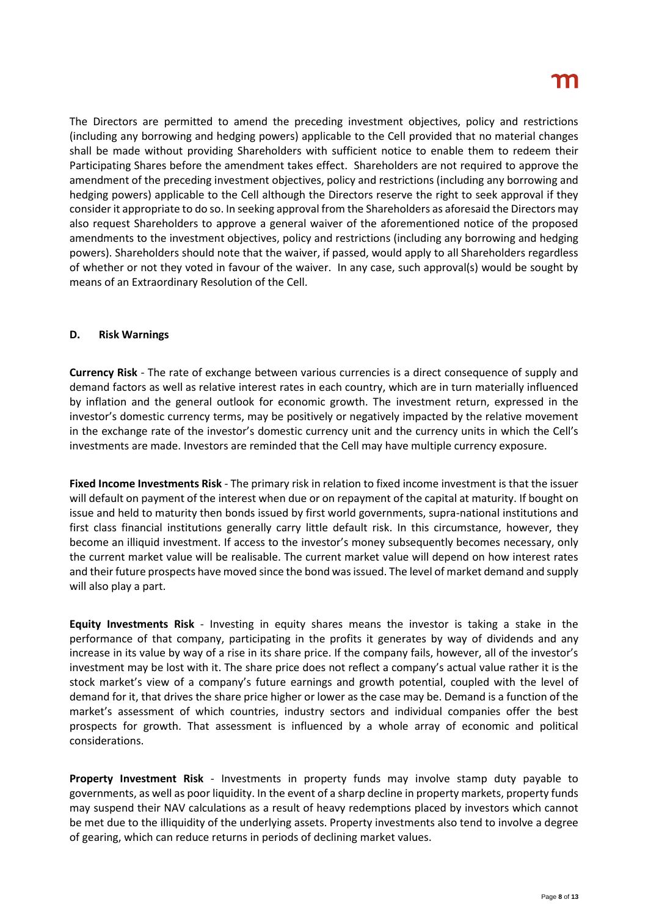The Directors are permitted to amend the preceding investment objectives, policy and restrictions (including any borrowing and hedging powers) applicable to the Cell provided that no material changes shall be made without providing Shareholders with sufficient notice to enable them to redeem their Participating Shares before the amendment takes effect. Shareholders are not required to approve the amendment of the preceding investment objectives, policy and restrictions (including any borrowing and hedging powers) applicable to the Cell although the Directors reserve the right to seek approval if they consider it appropriate to do so. In seeking approval from the Shareholders as aforesaid the Directors may also request Shareholders to approve a general waiver of the aforementioned notice of the proposed amendments to the investment objectives, policy and restrictions (including any borrowing and hedging powers). Shareholders should note that the waiver, if passed, would apply to all Shareholders regardless of whether or not they voted in favour of the waiver. In any case, such approval(s) would be sought by means of an Extraordinary Resolution of the Cell.

## D. Risk Warnings

**Currency Risk** - The rate of exchange between various currencies is a direct consequence of supply and demand factors as well as relative interest rates in each country, which are in turn materially influenced by inflation and the general outlook for economic growth. The investment return, expressed in the investor's domestic currency terms, may be positively or negatively impacted by the relative movement in the exchange rate of the investor's domestic currency unit and the currency units in which the Cell's investments are made. Investors are reminded that the Cell may have multiple currency exposure.

**Fixed Income Investments Risk** - The primary risk in relation to fixed income investment is that the issuer will default on payment of the interest when due or on repayment of the capital at maturity. If bought on issue and held to maturity then bonds issued by first world governments, supra-national institutions and first class financial institutions generally carry little default risk. In this circumstance, however, they become an illiquid investment. If access to the investor's money subsequently becomes necessary, only the current market value will be realisable. The current market value will depend on how interest rates and their future prospects have moved since the bond was issued. The level of market demand and supply will also play a part.

**Equity Investments Risk** - Investing in equity shares means the investor is taking a stake in the performance of that company, participating in the profits it generates by way of dividends and any increase in its value by way of a rise in its share price. If the company fails, however, all of the investor's investment may be lost with it. The share price does not reflect a company's actual value rather it is the stock market's view of a company's future earnings and growth potential, coupled with the level of demand for it, that drives the share price higher or lower as the case may be. Demand is a function of the market's assessment of which countries, industry sectors and individual companies offer the best prospects for growth. That assessment is influenced by a whole array of economic and political considerations.

**Property Investment Risk** - Investments in property funds may involve stamp duty payable to governments, as well as poor liquidity. In the event of a sharp decline in property markets, property funds may suspend their NAV calculations as a result of heavy redemptions placed by investors which cannot be met due to the illiquidity of the underlying assets. Property investments also tend to involve a degree of gearing, which can reduce returns in periods of declining market values.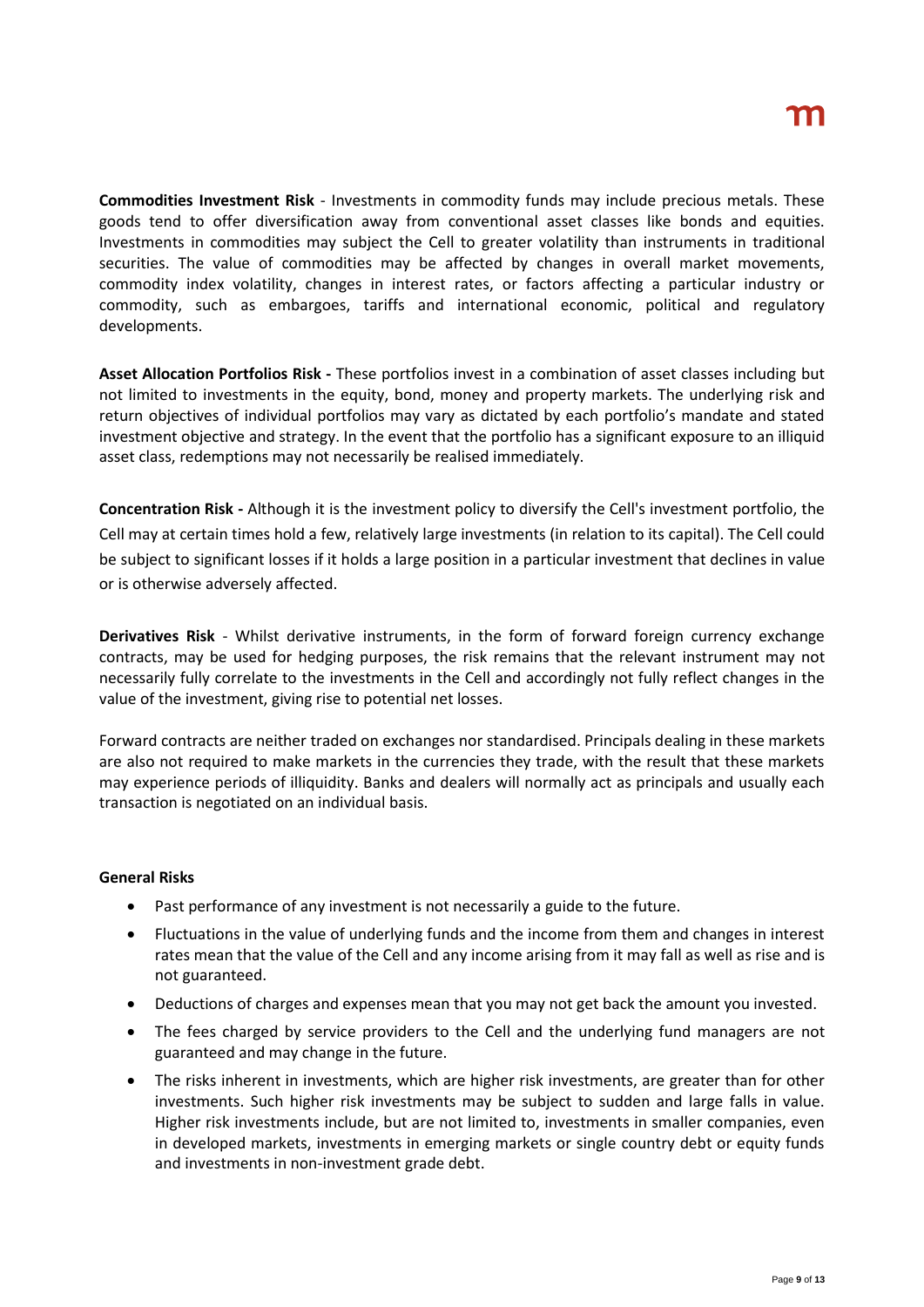**Commodities Investment Risk** - Investments in commodity funds may include precious metals. These goods tend to offer diversification away from conventional asset classes like bonds and equities. Investments in commodities may subject the Cell to greater volatility than instruments in traditional securities. The value of commodities may be affected by changes in overall market movements, commodity index volatility, changes in interest rates, or factors affecting a particular industry or commodity, such as embargoes, tariffs and international economic, political and regulatory developments.

**Asset Allocation Portfolios Risk -** These portfolios invest in a combination of asset classes including but not limited to investments in the equity, bond, money and property markets. The underlying risk and return objectives of individual portfolios may vary as dictated by each portfolio's mandate and stated investment objective and strategy. In the event that the portfolio has a significant exposure to an illiquid asset class, redemptions may not necessarily be realised immediately.

**Concentration Risk -** Although it is the investment policy to diversify the Cell's investment portfolio, the Cell may at certain times hold a few, relatively large investments (in relation to its capital). The Cell could be subject to significant losses if it holds a large position in a particular investment that declines in value or is otherwise adversely affected.

**Derivatives Risk** - Whilst derivative instruments, in the form of forward foreign currency exchange contracts, may be used for hedging purposes, the risk remains that the relevant instrument may not necessarily fully correlate to the investments in the Cell and accordingly not fully reflect changes in the value of the investment, giving rise to potential net losses.

Forward contracts are neither traded on exchanges nor standardised. Principals dealing in these markets are also not required to make markets in the currencies they trade, with the result that these markets may experience periods of illiquidity. Banks and dealers will normally act as principals and usually each transaction is negotiated on an individual basis.

**General Risks**

- Past performance of any investment is not necessarily a guide to the future.
- Fluctuations in the value of underlying funds and the income from them and changes in interest rates mean that the value of the Cell and any income arising from it may fall as well as rise and is not guaranteed.
- Deductions of charges and expenses mean that you may not get back the amount you invested.
- The fees charged by service providers to the Cell and the underlying fund managers are not guaranteed and may change in the future.
- The risks inherent in investments, which are higher risk investments, are greater than for other investments. Such higher risk investments may be subject to sudden and large falls in value. Higher risk investments include, but are not limited to, investments in smaller companies, even in developed markets, investments in emerging markets or single country debt or equity funds and investments in non-investment grade debt.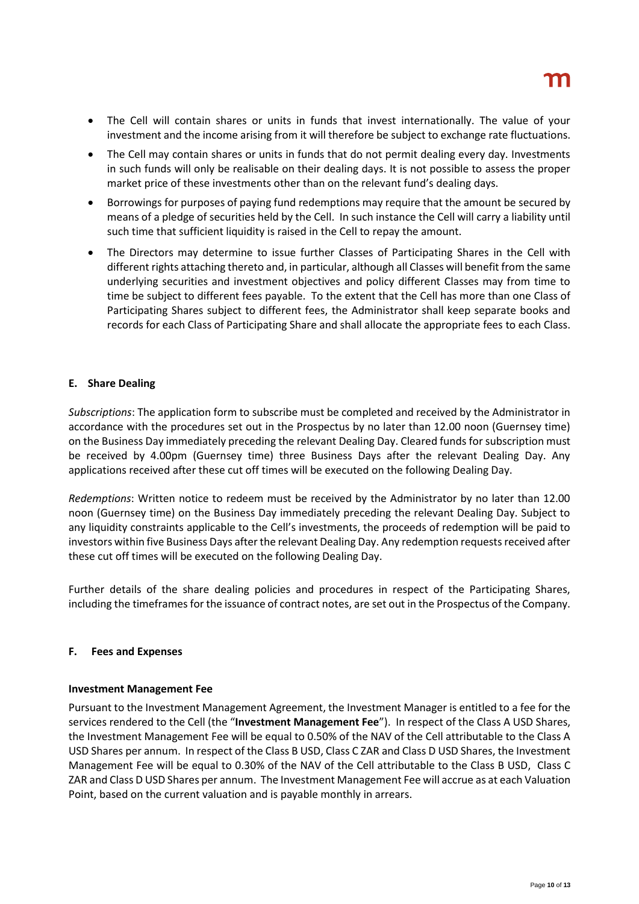- The Cell will contain shares or units in funds that invest internationally. The value of your investment and the income arising from it will therefore be subject to exchange rate fluctuations.
- The Cell may contain shares or units in funds that do not permit dealing every day. Investments in such funds will only be realisable on their dealing days. It is not possible to assess the proper market price of these investments other than on the relevant fund's dealing days.
- Borrowings for purposes of paying fund redemptions may require that the amount be secured by means of a pledge of securities held by the Cell. In such instance the Cell will carry a liability until such time that sufficient liquidity is raised in the Cell to repay the amount.
- The Directors may determine to issue further Classes of Participating Shares in the Cell with different rights attaching thereto and, in particular, although all Classes will benefit from the same underlying securities and investment objectives and policy different Classes may from time to time be subject to different fees payable. To the extent that the Cell has more than one Class of Participating Shares subject to different fees, the Administrator shall keep separate books and records for each Class of Participating Share and shall allocate the appropriate fees to each Class.

## E. Share Dealing

*Subscriptions*: The application form to subscribe must be completed and received by the Administrator in accordance with the procedures set out in the Prospectus by no later than 12.00 noon (Guernsey time) on the Business Day immediately preceding the relevant Dealing Day. Cleared funds for subscription must be received by 4.00pm (Guernsey time) three Business Days after the relevant Dealing Day. Any applications received after these cut off times will be executed on the following Dealing Day.

*Redemptions*: Written notice to redeem must be received by the Administrator by no later than 12.00 noon (Guernsey time) on the Business Day immediately preceding the relevant Dealing Day. Subject to any liquidity constraints applicable to the Cell's investments, the proceeds of redemption will be paid to investors within five Business Days after the relevant Dealing Day. Any redemption requests received after these cut off times will be executed on the following Dealing Day.

Further details of the share dealing policies and procedures in respect of the Participating Shares, including the timeframes for the issuance of contract notes, are set out in the Prospectus of the Company.

## F. Fees and Expenses

### Investment Management Fee

Pursuant to the Investment Management Agreement, the Investment Manager is entitled to a fee for the services rendered to the Cell (the "**Investment Management Fee**"). In respect of the Class A USD Shares, the Investment Management Fee will be equal to 0.50% of the NAV of the Cell attributable to the Class A USD Shares per annum. In respect of the Class B USD, Class C ZAR and Class D USD Shares, the Investment Management Fee will be equal to 0.30% of the NAV of the Cell attributable to the Class B USD, Class C ZAR and Class D USD Shares per annum. The Investment Management Fee will accrue as at each Valuation Point, based on the current valuation and is payable monthly in arrears.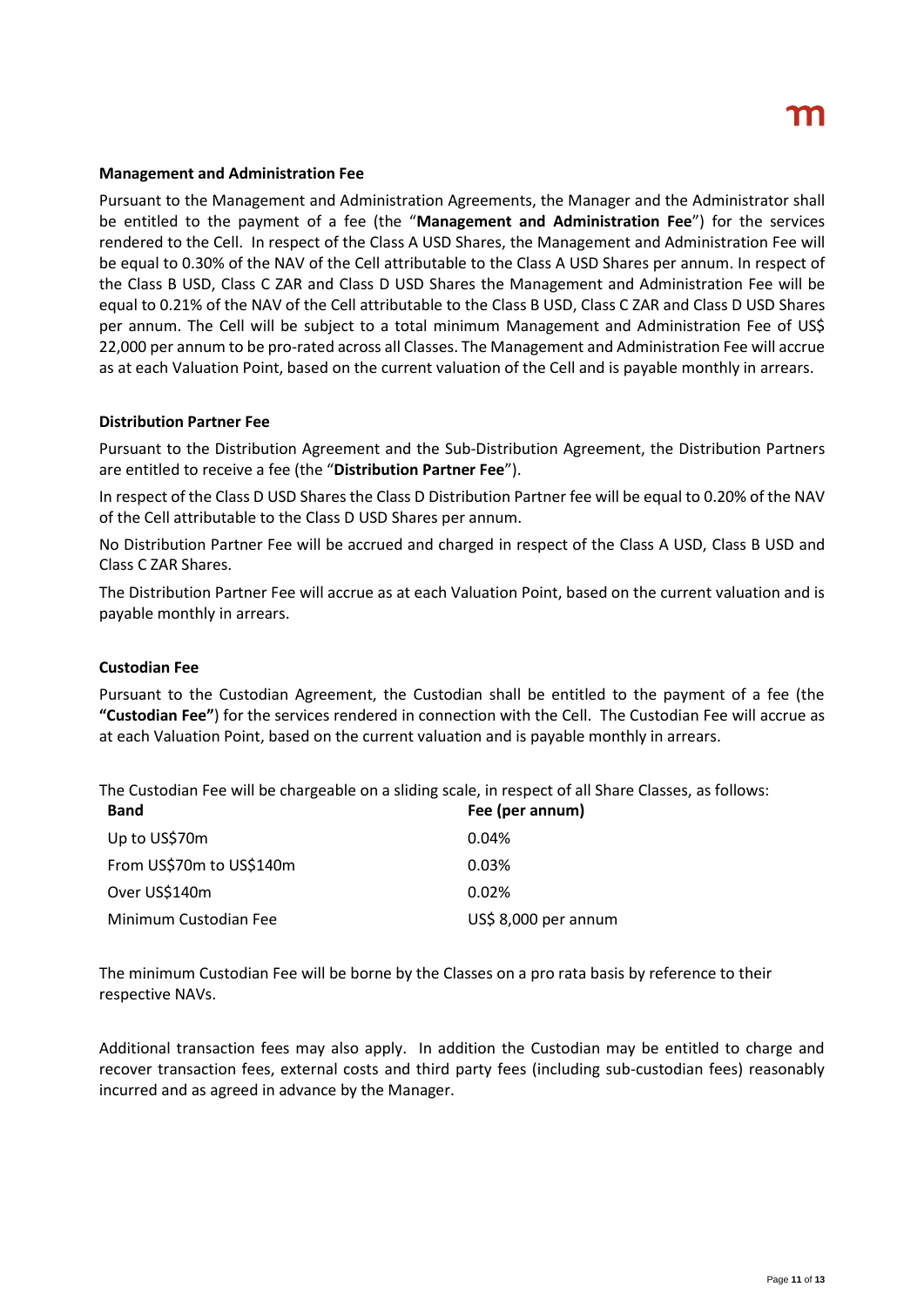**Management and Administration Fee**

Pursuant to the Management and Administration Agreements, the Manager and the Administrator shall be entitled to the payment of a fee (the "**Management and Administration Fee**") for the services rendered to the Cell. In respect of the Class A USD Shares, the Management and Administration Fee will be equal to 0.30% of the NAV of the Cell attributable to the Class A USD Shares per annum. In respect of the Class B USD, Class C ZAR and Class D USD Shares the Management and Administration Fee will be equal to 0.21% of the NAV of the Cell attributable to the Class B USD, Class C ZAR and Class D USD Shares per annum. The Cell will be subject to a total minimum Management and Administration Fee of US$ 22,000 per annum to be pro-rated across all Classes. The Management and Administration Fee will accrue as at each Valuation Point, based on the current valuation of the Cell and is payable monthly in arrears.

**Distribution Partner Fee**

Pursuant to the Distribution Agreement and the Sub-Distribution Agreement, the Distribution Partners are entitled to receive a fee (the "**Distribution Partner Fee**").

In respect of the Class D USD Shares the Class D Distribution Partner fee will be equal to 0.20% of the NAV of the Cell attributable to the Class D USD Shares per annum.

No Distribution Partner Fee will be accrued and charged in respect of the Class A USD, Class B USD and Class C ZAR Shares.

The Distribution Partner Fee will accrue as at each Valuation Point, based on the current valuation and is payable monthly in arrears.

**Custodian Fee**

Pursuant to the Custodian Agreement, the Custodian shall be entitled to the payment of a fee (the **"Custodian Fee"**) for the services rendered in connection with the Cell. The Custodian Fee will accrue as at each Valuation Point, based on the current valuation and is payable monthly in arrears.

The Custodian Fee will be chargeable on a sliding scale, in respect of all Share Classes, as follows:

| Band | Fee (per annum) |
|---|---|
| Up to US$70m | 0.04% |
| From US$70m to US$140m | 0.03% |
| Over US$140m | 0.02% |
| Minimum Custodian Fee | US$ 8,000 per annum |

The minimum Custodian Fee will be borne by the Classes on a pro rata basis by reference to their respective NAVs.

Additional transaction fees may also apply. In addition the Custodian may be entitled to charge and recover transaction fees, external costs and third party fees (including sub-custodian fees) reasonably incurred and as agreed in advance by the Manager.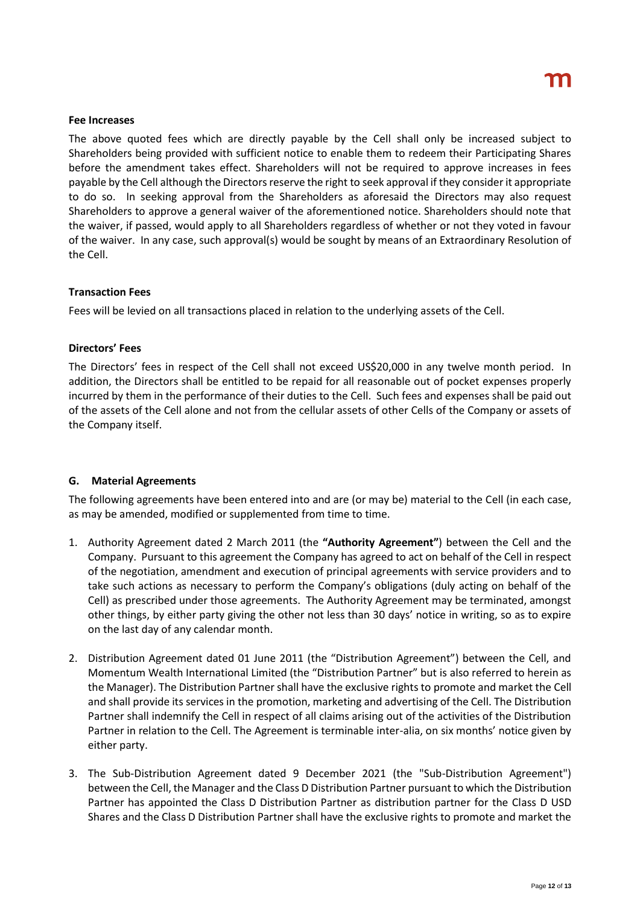### Fee Increases

The above quoted fees which are directly payable by the Cell shall only be increased subject to Shareholders being provided with sufficient notice to enable them to redeem their Participating Shares before the amendment takes effect. Shareholders will not be required to approve increases in fees payable by the Cell although the Directors reserve the right to seek approval if they consider it appropriate to do so. In seeking approval from the Shareholders as aforesaid the Directors may also request Shareholders to approve a general waiver of the aforementioned notice. Shareholders should note that the waiver, if passed, would apply to all Shareholders regardless of whether or not they voted in favour of the waiver. In any case, such approval(s) would be sought by means of an Extraordinary Resolution of the Cell.

### Transaction Fees

Fees will be levied on all transactions placed in relation to the underlying assets of the Cell.

### Directors' Fees

The Directors' fees in respect of the Cell shall not exceed US$20,000 in any twelve month period. In addition, the Directors shall be entitled to be repaid for all reasonable out of pocket expenses properly incurred by them in the performance of their duties to the Cell. Such fees and expenses shall be paid out of the assets of the Cell alone and not from the cellular assets of other Cells of the Company or assets of the Company itself.

## G. Material Agreements

The following agreements have been entered into and are (or may be) material to the Cell (in each case, as may be amended, modified or supplemented from time to time.

1. Authority Agreement dated 2 March 2011 (the **"Authority Agreement"**) between the Cell and the Company. Pursuant to this agreement the Company has agreed to act on behalf of the Cell in respect of the negotiation, amendment and execution of principal agreements with service providers and to take such actions as necessary to perform the Company's obligations (duly acting on behalf of the Cell) as prescribed under those agreements. The Authority Agreement may be terminated, amongst other things, by either party giving the other not less than 30 days' notice in writing, so as to expire on the last day of any calendar month.
2. Distribution Agreement dated 01 June 2011 (the "Distribution Agreement") between the Cell, and Momentum Wealth International Limited (the "Distribution Partner" but is also referred to herein as the Manager). The Distribution Partner shall have the exclusive rights to promote and market the Cell and shall provide its services in the promotion, marketing and advertising of the Cell. The Distribution Partner shall indemnify the Cell in respect of all claims arising out of the activities of the Distribution Partner in relation to the Cell. The Agreement is terminable inter-alia, on six months' notice given by either party.
3. The Sub-Distribution Agreement dated 9 December 2021 (the "Sub-Distribution Agreement") between the Cell, the Manager and the Class D Distribution Partner pursuant to which the Distribution Partner has appointed the Class D Distribution Partner as distribution partner for the Class D USD Shares and the Class D Distribution Partner shall have the exclusive rights to promote and market the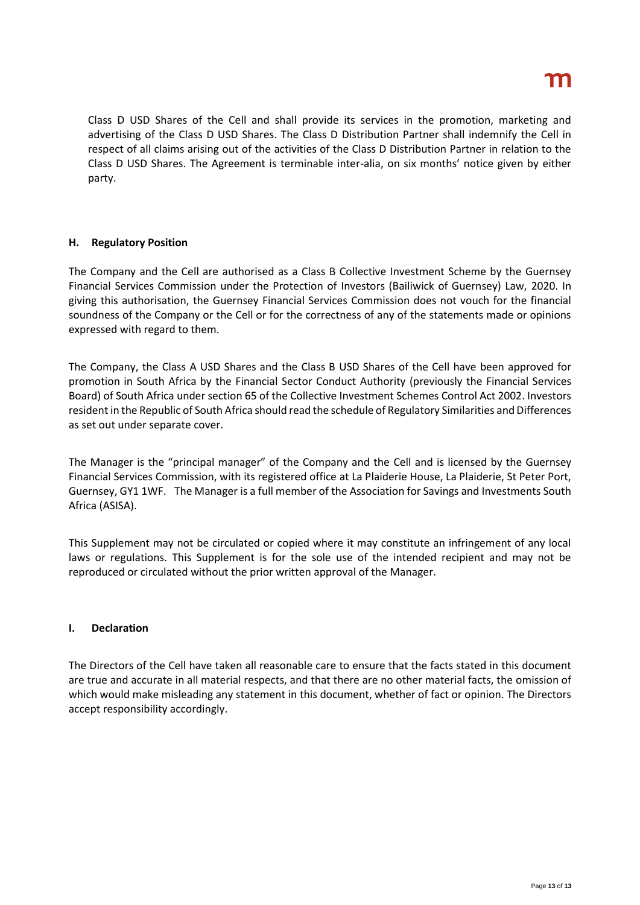Class D USD Shares of the Cell and shall provide its services in the promotion, marketing and advertising of the Class D USD Shares. The Class D Distribution Partner shall indemnify the Cell in respect of all claims arising out of the activities of the Class D Distribution Partner in relation to the Class D USD Shares. The Agreement is terminable inter-alia, on six months' notice given by either party.

## H. Regulatory Position

The Company and the Cell are authorised as a Class B Collective Investment Scheme by the Guernsey Financial Services Commission under the Protection of Investors (Bailiwick of Guernsey) Law, 2020. In giving this authorisation, the Guernsey Financial Services Commission does not vouch for the financial soundness of the Company or the Cell or for the correctness of any of the statements made or opinions expressed with regard to them.

The Company, the Class A USD Shares and the Class B USD Shares of the Cell have been approved for promotion in South Africa by the Financial Sector Conduct Authority (previously the Financial Services Board) of South Africa under section 65 of the Collective Investment Schemes Control Act 2002. Investors resident in the Republic of South Africa should read the schedule of Regulatory Similarities and Differences as set out under separate cover.

The Manager is the "principal manager" of the Company and the Cell and is licensed by the Guernsey Financial Services Commission, with its registered office at La Plaiderie House, La Plaiderie, St Peter Port, Guernsey, GY1 1WF. The Manager is a full member of the Association for Savings and Investments South Africa (ASISA).

This Supplement may not be circulated or copied where it may constitute an infringement of any local laws or regulations. This Supplement is for the sole use of the intended recipient and may not be reproduced or circulated without the prior written approval of the Manager.

## I. Declaration

The Directors of the Cell have taken all reasonable care to ensure that the facts stated in this document are true and accurate in all material respects, and that there are no other material facts, the omission of which would make misleading any statement in this document, whether of fact or opinion. The Directors accept responsibility accordingly.